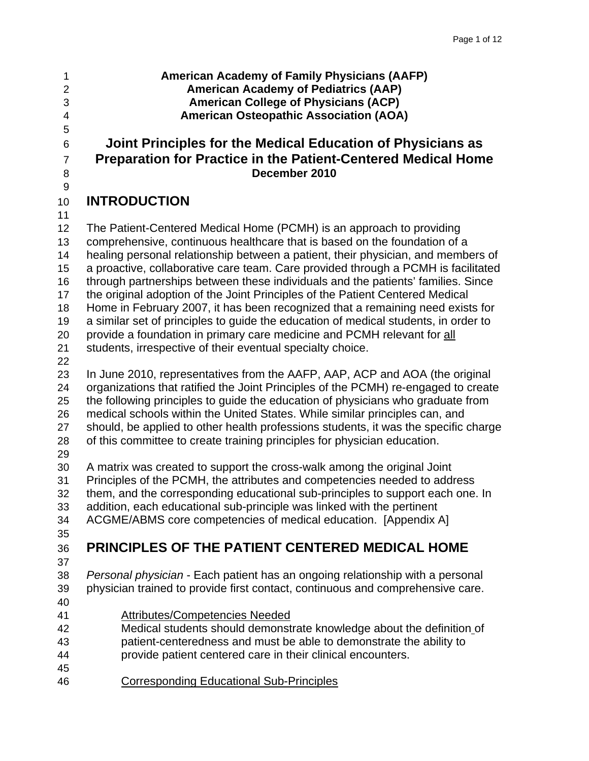**American Academy of Family Physicians (AAFP)**
**American Academy of Pediatrics (AAP)**
**American College of Physicians (ACP)**
**American Osteopathic Association (AOA)**

# Joint Principles for the Medical Education of Physicians as Preparation for Practice in the Patient-Centered Medical Home

**December 2010**

## INTRODUCTION

The Patient-Centered Medical Home (PCMH) is an approach to providing comprehensive, continuous healthcare that is based on the foundation of a healing personal relationship between a patient, their physician, and members of a proactive, collaborative care team. Care provided through a PCMH is facilitated through partnerships between these individuals and the patients' families. Since the original adoption of the Joint Principles of the Patient Centered Medical Home in February 2007, it has been recognized that a remaining need exists for a similar set of principles to guide the education of medical students, in order to provide a foundation in primary care medicine and PCMH relevant for <u>all</u> students, irrespective of their eventual specialty choice.

In June 2010, representatives from the AAFP, AAP, ACP and AOA (the original organizations that ratified the Joint Principles of the PCMH) re-engaged to create the following principles to guide the education of physicians who graduate from medical schools within the United States. While similar principles can, and should, be applied to other health professions students, it was the specific charge of this committee to create training principles for physician education.

A matrix was created to support the cross-walk among the original Joint Principles of the PCMH, the attributes and competencies needed to address them, and the corresponding educational sub-principles to support each one. In addition, each educational sub-principle was linked with the pertinent ACGME/ABMS core competencies of medical education. [Appendix A]

## PRINCIPLES OF THE PATIENT CENTERED MEDICAL HOME

*Personal physician* - Each patient has an ongoing relationship with a personal physician trained to provide first contact, continuous and comprehensive care.

<u>Attributes/Competencies Needed</u>

Medical students should demonstrate knowledge about the definition of patient-centeredness and must be able to demonstrate the ability to provide patient centered care in their clinical encounters.

<u>Corresponding Educational Sub-Principles</u>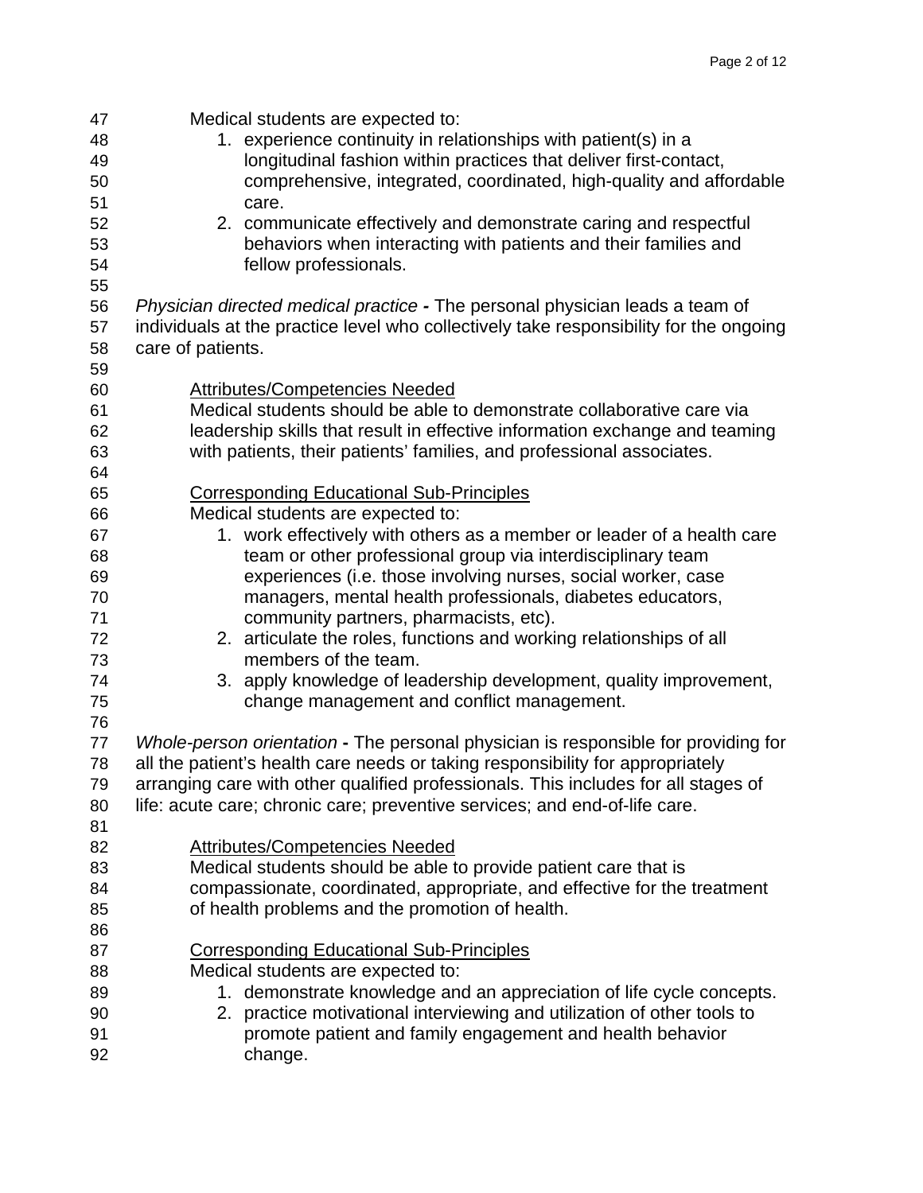Medical students are expected to:

1. experience continuity in relationships with patient(s) in a longitudinal fashion within practices that deliver first-contact, comprehensive, integrated, coordinated, high-quality and affordable care.
2. communicate effectively and demonstrate caring and respectful behaviors when interacting with patients and their families and fellow professionals.

*Physician directed medical practice* **-** The personal physician leads a team of individuals at the practice level who collectively take responsibility for the ongoing care of patients.

<u>Attributes/Competencies Needed</u>

Medical students should be able to demonstrate collaborative care via leadership skills that result in effective information exchange and teaming with patients, their patients' families, and professional associates.

<u>Corresponding Educational Sub-Principles</u>

Medical students are expected to:

1. work effectively with others as a member or leader of a health care team or other professional group via interdisciplinary team experiences (i.e. those involving nurses, social worker, case managers, mental health professionals, diabetes educators, community partners, pharmacists, etc).
2. articulate the roles, functions and working relationships of all members of the team.
3. apply knowledge of leadership development, quality improvement, change management and conflict management.

*Whole-person orientation* **-** The personal physician is responsible for providing for all the patient's health care needs or taking responsibility for appropriately arranging care with other qualified professionals. This includes for all stages of life: acute care; chronic care; preventive services; and end-of-life care.

<u>Attributes/Competencies Needed</u>

Medical students should be able to provide patient care that is compassionate, coordinated, appropriate, and effective for the treatment of health problems and the promotion of health.

<u>Corresponding Educational Sub-Principles</u>

Medical students are expected to:

1. demonstrate knowledge and an appreciation of life cycle concepts.
2. practice motivational interviewing and utilization of other tools to promote patient and family engagement and health behavior change.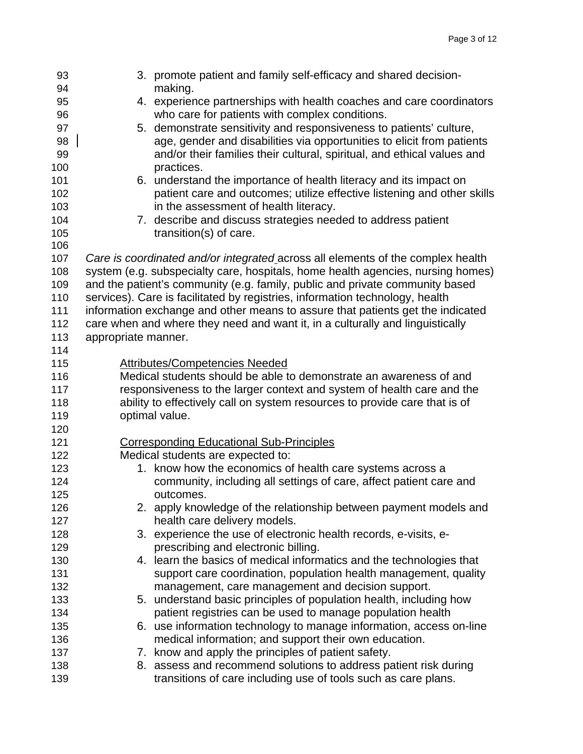3. promote patient and family self-efficacy and shared decision-making.
4. experience partnerships with health coaches and care coordinators who care for patients with complex conditions.
5. demonstrate sensitivity and responsiveness to patients' culture, age, gender and disabilities via opportunities to elicit from patients and/or their families their cultural, spiritual, and ethical values and practices.
6. understand the importance of health literacy and its impact on patient care and outcomes; utilize effective listening and other skills in the assessment of health literacy.
7. describe and discuss strategies needed to address patient transition(s) of care.

*Care is coordinated and/or integrated* across all elements of the complex health system (e.g. subspecialty care, hospitals, home health agencies, nursing homes) and the patient's community (e.g. family, public and private community based services). Care is facilitated by registries, information technology, health information exchange and other means to assure that patients get the indicated care when and where they need and want it, in a culturally and linguistically appropriate manner.

Attributes/Competencies Needed

Medical students should be able to demonstrate an awareness of and responsiveness to the larger context and system of health care and the ability to effectively call on system resources to provide care that is of optimal value.

Corresponding Educational Sub-Principles

Medical students are expected to:

1. know how the economics of health care systems across a community, including all settings of care, affect patient care and outcomes.
2. apply knowledge of the relationship between payment models and health care delivery models.
3. experience the use of electronic health records, e-visits, e-prescribing and electronic billing.
4. learn the basics of medical informatics and the technologies that support care coordination, population health management, quality management, care management and decision support.
5. understand basic principles of population health, including how patient registries can be used to manage population health
6. use information technology to manage information, access on-line medical information; and support their own education.
7. know and apply the principles of patient safety.
8. assess and recommend solutions to address patient risk during transitions of care including use of tools such as care plans.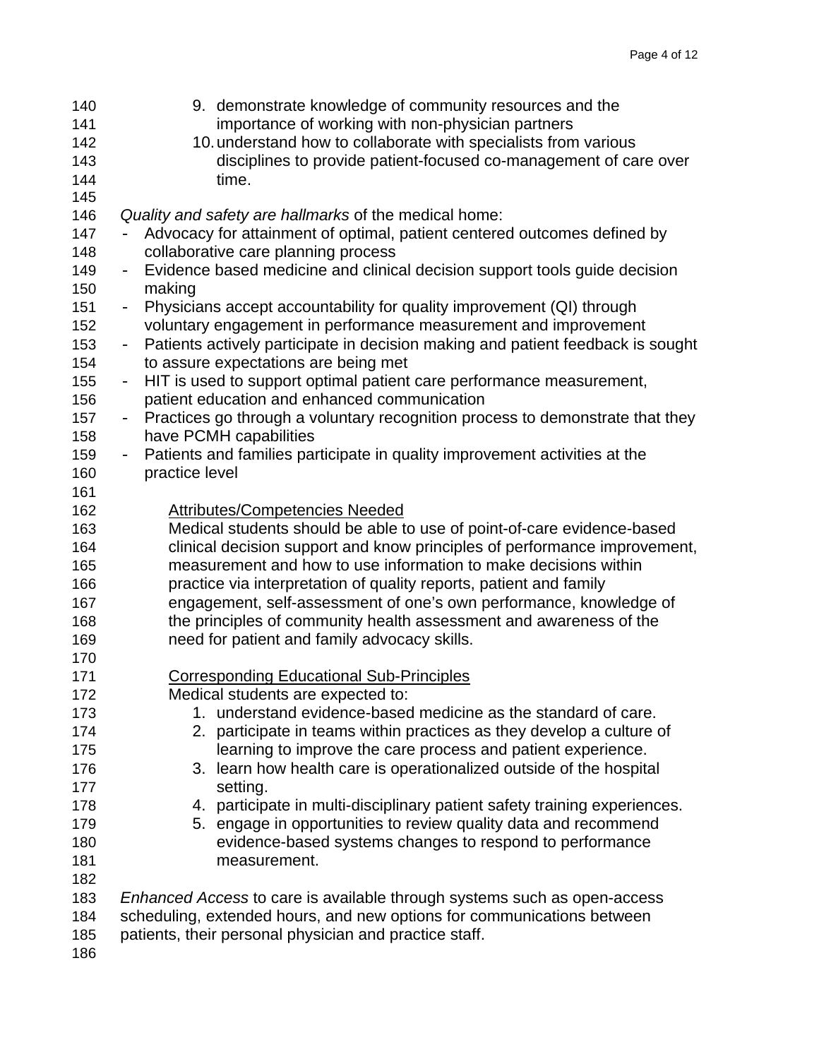9. demonstrate knowledge of community resources and the importance of working with non-physician partners
10. understand how to collaborate with specialists from various disciplines to provide patient-focused co-management of care over time.

*Quality and safety are hallmarks* of the medical home:

- Advocacy for attainment of optimal, patient centered outcomes defined by collaborative care planning process
- Evidence based medicine and clinical decision support tools guide decision making
- Physicians accept accountability for quality improvement (QI) through voluntary engagement in performance measurement and improvement
- Patients actively participate in decision making and patient feedback is sought to assure expectations are being met
- HIT is used to support optimal patient care performance measurement, patient education and enhanced communication
- Practices go through a voluntary recognition process to demonstrate that they have PCMH capabilities
- Patients and families participate in quality improvement activities at the practice level

<u>Attributes/Competencies Needed</u>

Medical students should be able to use of point-of-care evidence-based clinical decision support and know principles of performance improvement, measurement and how to use information to make decisions within practice via interpretation of quality reports, patient and family engagement, self-assessment of one's own performance, knowledge of the principles of community health assessment and awareness of the need for patient and family advocacy skills.

<u>Corresponding Educational Sub-Principles</u>

Medical students are expected to:

1. understand evidence-based medicine as the standard of care.
2. participate in teams within practices as they develop a culture of learning to improve the care process and patient experience.
3. learn how health care is operationalized outside of the hospital setting.
4. participate in multi-disciplinary patient safety training experiences.
5. engage in opportunities to review quality data and recommend evidence-based systems changes to respond to performance measurement.

*Enhanced Access* to care is available through systems such as open-access scheduling, extended hours, and new options for communications between patients, their personal physician and practice staff.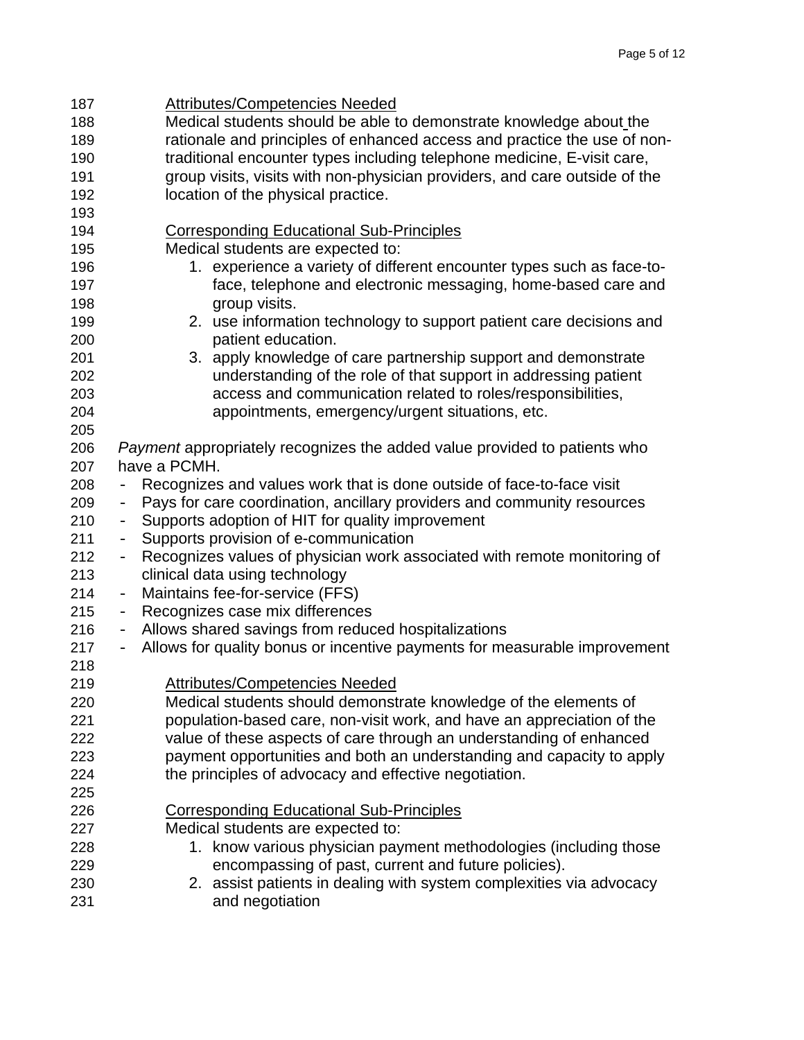Attributes/Competencies Needed

Medical students should be able to demonstrate knowledge about the rationale and principles of enhanced access and practice the use of non-traditional encounter types including telephone medicine, E-visit care, group visits, visits with non-physician providers, and care outside of the location of the physical practice.

Corresponding Educational Sub-Principles

Medical students are expected to:

1. experience a variety of different encounter types such as face-to-face, telephone and electronic messaging, home-based care and group visits.
2. use information technology to support patient care decisions and patient education.
3. apply knowledge of care partnership support and demonstrate understanding of the role of that support in addressing patient access and communication related to roles/responsibilities, appointments, emergency/urgent situations, etc.

*Payment* appropriately recognizes the added value provided to patients who have a PCMH.

- Recognizes and values work that is done outside of face-to-face visit
- Pays for care coordination, ancillary providers and community resources
- Supports adoption of HIT for quality improvement
- Supports provision of e-communication
- Recognizes values of physician work associated with remote monitoring of clinical data using technology
- Maintains fee-for-service (FFS)
- Recognizes case mix differences
- Allows shared savings from reduced hospitalizations
- Allows for quality bonus or incentive payments for measurable improvement

Attributes/Competencies Needed

Medical students should demonstrate knowledge of the elements of population-based care, non-visit work, and have an appreciation of the value of these aspects of care through an understanding of enhanced payment opportunities and both an understanding and capacity to apply the principles of advocacy and effective negotiation.

Corresponding Educational Sub-Principles

Medical students are expected to:

1. know various physician payment methodologies (including those encompassing of past, current and future policies).
2. assist patients in dealing with system complexities via advocacy and negotiation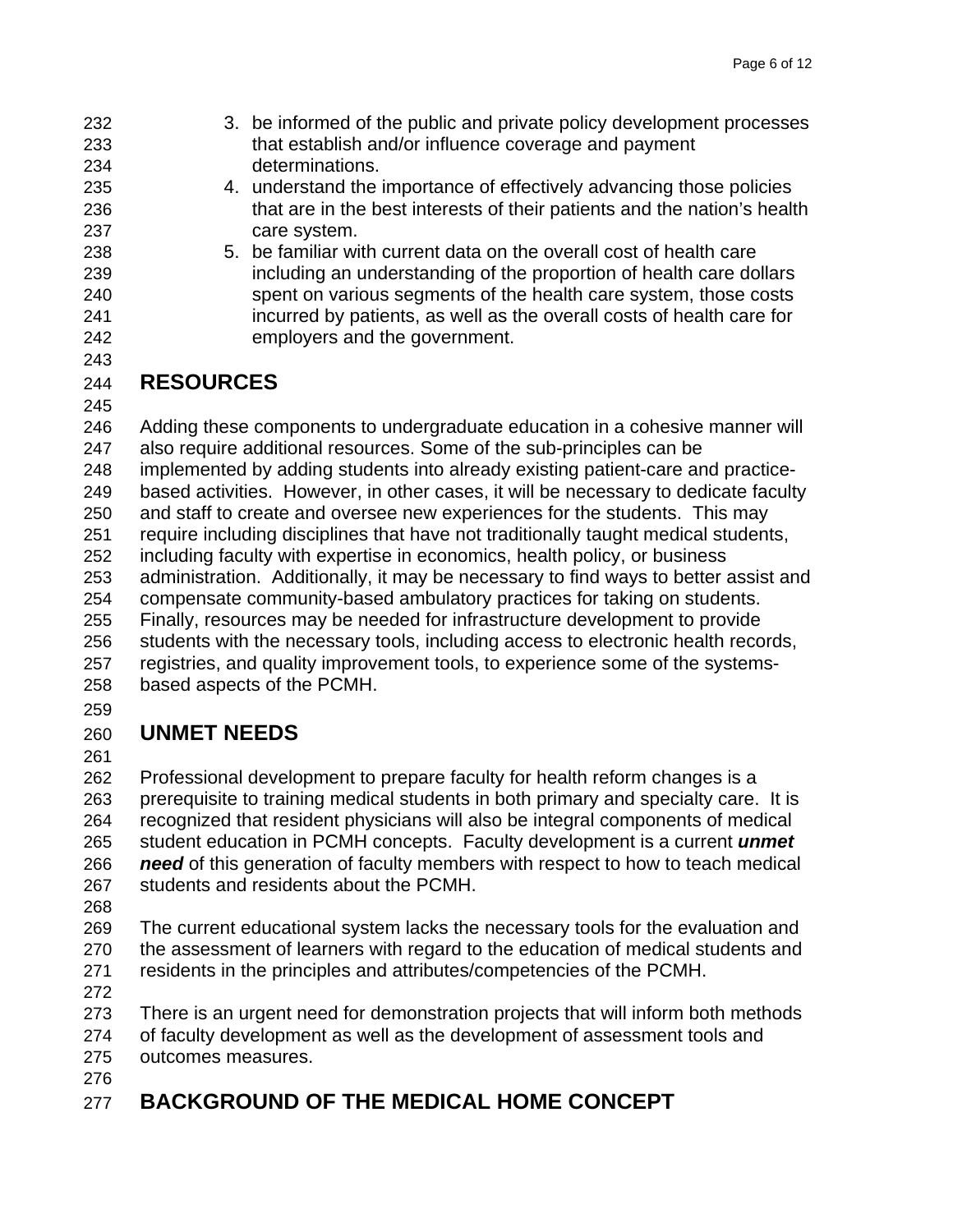3. be informed of the public and private policy development processes that establish and/or influence coverage and payment determinations.
4. understand the importance of effectively advancing those policies that are in the best interests of their patients and the nation's health care system.
5. be familiar with current data on the overall cost of health care including an understanding of the proportion of health care dollars spent on various segments of the health care system, those costs incurred by patients, as well as the overall costs of health care for employers and the government.

## RESOURCES

Adding these components to undergraduate education in a cohesive manner will also require additional resources. Some of the sub-principles can be implemented by adding students into already existing patient-care and practice-based activities. However, in other cases, it will be necessary to dedicate faculty and staff to create and oversee new experiences for the students. This may require including disciplines that have not traditionally taught medical students, including faculty with expertise in economics, health policy, or business administration. Additionally, it may be necessary to find ways to better assist and compensate community-based ambulatory practices for taking on students. Finally, resources may be needed for infrastructure development to provide students with the necessary tools, including access to electronic health records, registries, and quality improvement tools, to experience some of the systems-based aspects of the PCMH.

## UNMET NEEDS

Professional development to prepare faculty for health reform changes is a prerequisite to training medical students in both primary and specialty care. It is recognized that resident physicians will also be integral components of medical student education in PCMH concepts. Faculty development is a current ***unmet need*** of this generation of faculty members with respect to how to teach medical students and residents about the PCMH.

The current educational system lacks the necessary tools for the evaluation and the assessment of learners with regard to the education of medical students and residents in the principles and attributes/competencies of the PCMH.

There is an urgent need for demonstration projects that will inform both methods of faculty development as well as the development of assessment tools and outcomes measures.

## BACKGROUND OF THE MEDICAL HOME CONCEPT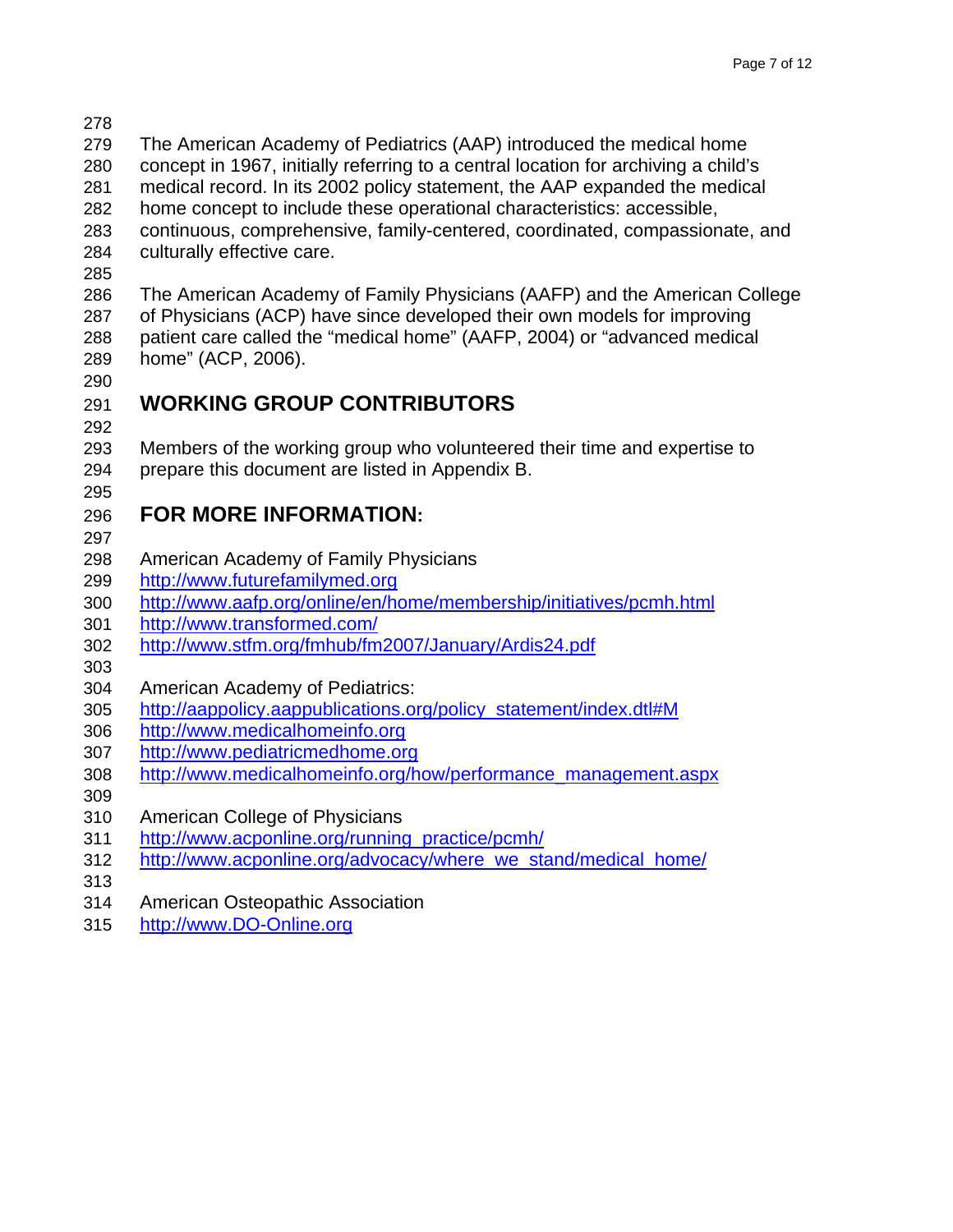The American Academy of Pediatrics (AAP) introduced the medical home concept in 1967, initially referring to a central location for archiving a child's medical record. In its 2002 policy statement, the AAP expanded the medical home concept to include these operational characteristics: accessible, continuous, comprehensive, family-centered, coordinated, compassionate, and culturally effective care.

The American Academy of Family Physicians (AAFP) and the American College of Physicians (ACP) have since developed their own models for improving patient care called the "medical home" (AAFP, 2004) or "advanced medical home" (ACP, 2006).

## WORKING GROUP CONTRIBUTORS

Members of the working group who volunteered their time and expertise to prepare this document are listed in Appendix B.

## FOR MORE INFORMATION:

American Academy of Family Physicians
http://www.futurefamilymed.org
http://www.aafp.org/online/en/home/membership/initiatives/pcmh.html
http://www.transformed.com/
http://www.stfm.org/fmhub/fm2007/January/Ardis24.pdf

American Academy of Pediatrics:
http://aappolicy.aappublications.org/policy_statement/index.dtl#M
http://www.medicalhomeinfo.org
http://www.pediatricmedhome.org
http://www.medicalhomeinfo.org/how/performance_management.aspx

American College of Physicians
http://www.acponline.org/running_practice/pcmh/
http://www.acponline.org/advocacy/where_we_stand/medical_home/

American Osteopathic Association
http://www.DO-Online.org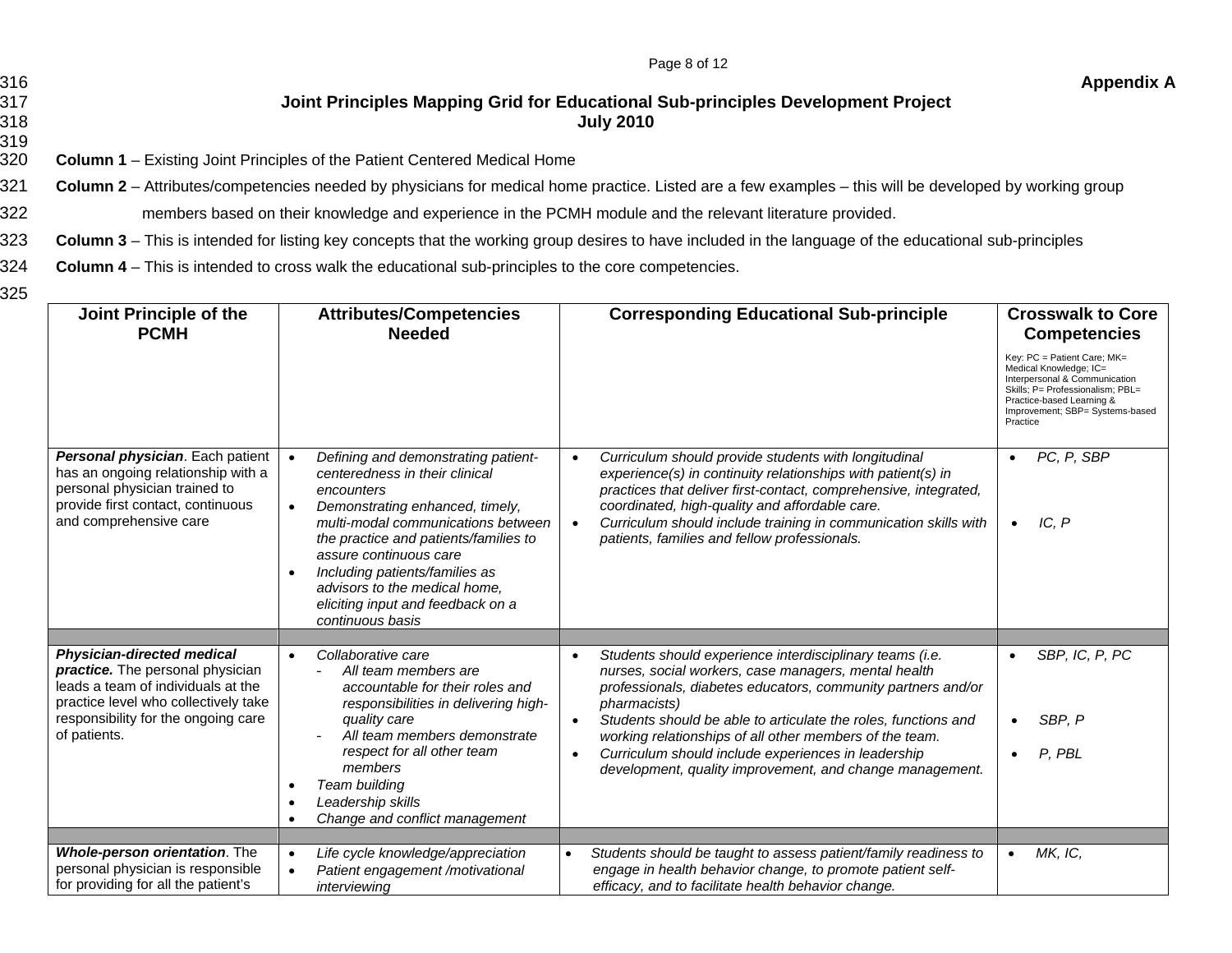**Appendix A**

## Joint Principles Mapping Grid for Educational Sub-principles Development Project
## July 2010

**Column 1** – Existing Joint Principles of the Patient Centered Medical Home

**Column 2** – Attributes/competencies needed by physicians for medical home practice. Listed are a few examples – this will be developed by working group members based on their knowledge and experience in the PCMH module and the relevant literature provided.

**Column 3** – This is intended for listing key concepts that the working group desires to have included in the language of the educational sub-principles

**Column 4** – This is intended to cross walk the educational sub-principles to the core competencies.

| Joint Principle of the PCMH | Attributes/Competencies Needed | Corresponding Educational Sub-principle | Crosswalk to Core Competencies<br>Key: PC = Patient Care; MK= Medical Knowledge; IC= Interpersonal & Communication Skills; P= Professionalism; PBL= Practice-based Learning & Improvement; SBP= Systems-based Practice |
|---|---|---|---|
| ***Personal physician***. Each patient has an ongoing relationship with a personal physician trained to provide first contact, continuous and comprehensive care | • *Defining and demonstrating patient-centeredness in their clinical encounters*<br>• *Demonstrating enhanced, timely, multi-modal communications between the practice and patients/families to assure continuous care*<br>• *Including patients/families as advisors to the medical home, eliciting input and feedback on a continuous basis* | • *Curriculum should provide students with longitudinal experience(s) in continuity relationships with patient(s) in practices that deliver first-contact, comprehensive, integrated, coordinated, high-quality and affordable care.*<br>• *Curriculum should include training in communication skills with patients, families and fellow professionals.* | • *PC, P, SBP*<br>• *IC, P* |
| | | | |
| ***Physician-directed medical practice.*** The personal physician leads a team of individuals at the practice level who collectively take responsibility for the ongoing care of patients. | • *Collaborative care*<br>- *All team members are accountable for their roles and responsibilities in delivering high-quality care*<br>- *All team members demonstrate respect for all other team members*<br>• *Team building*<br>• *Leadership skills*<br>• *Change and conflict management* | • *Students should experience interdisciplinary teams (i.e. nurses, social workers, case managers, mental health professionals, diabetes educators, community partners and/or pharmacists)*<br>• *Students should be able to articulate the roles, functions and working relationships of all other members of the team.*<br>• *Curriculum should include experiences in leadership development, quality improvement, and change management.* | • *SBP, IC, P, PC*<br>• *SBP, P*<br>• *P, PBL* |
| | | | |
| ***Whole-person orientation***. The personal physician is responsible for providing for all the patient's | • *Life cycle knowledge/appreciation*<br>• *Patient engagement /motivational interviewing* | • *Students should be taught to assess patient/family readiness to engage in health behavior change, to promote patient self-efficacy, and to facilitate health behavior change.* | • *MK, IC,* |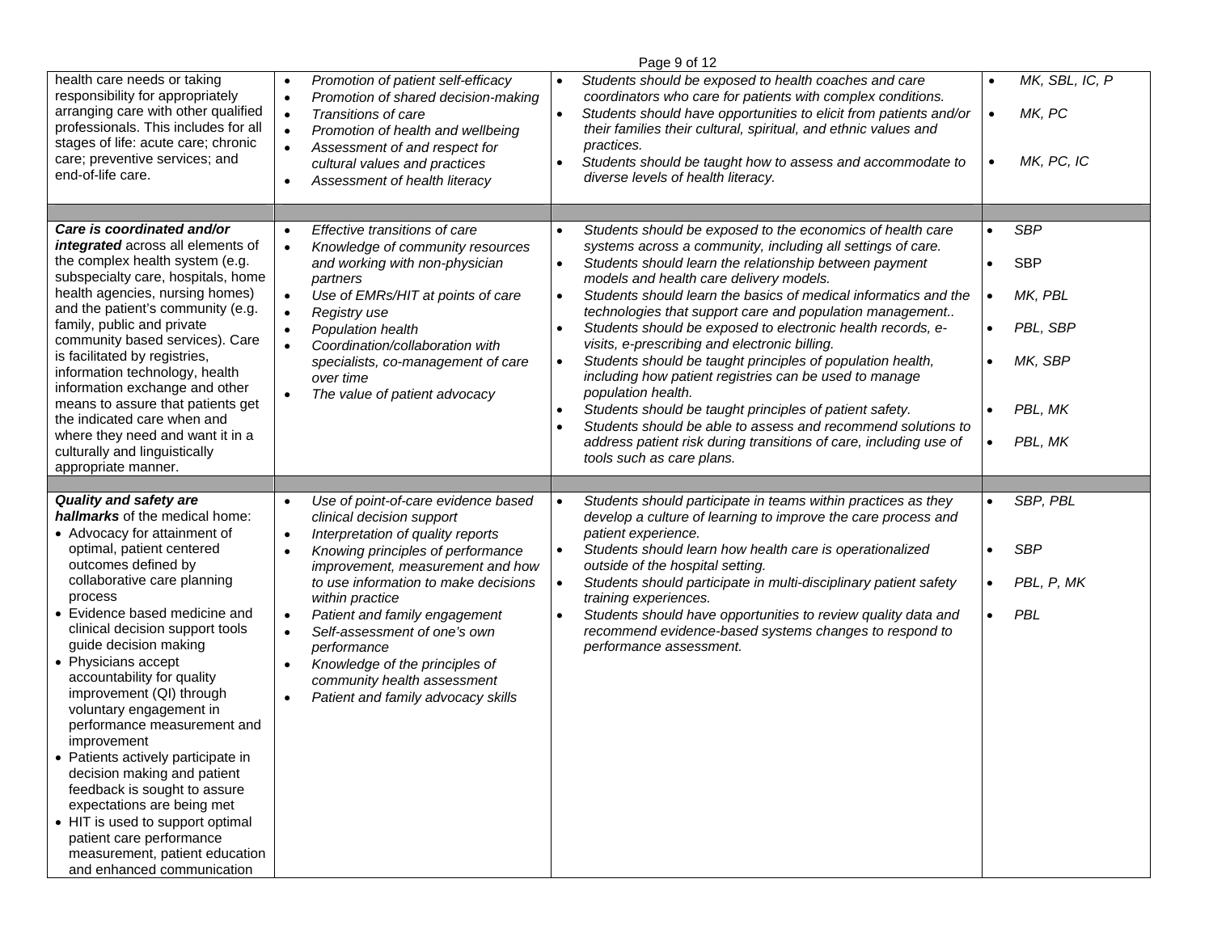| | | | |
|---|---|---|---|
| health care needs or taking responsibility for appropriately arranging care with other qualified professionals. This includes for all stages of life: acute care; chronic care; preventive services; and end-of-life care. | • *Promotion of patient self-efficacy*<br>• *Promotion of shared decision-making*<br>• *Transitions of care*<br>• *Promotion of health and wellbeing*<br>• *Assessment of and respect for cultural values and practices*<br>• *Assessment of health literacy* | • *Students should be exposed to health coaches and care coordinators who care for patients with complex conditions.*<br>• *Students should have opportunities to elicit from patients and/or their families their cultural, spiritual, and ethnic values and practices.*<br>• *Students should be taught how to assess and accommodate to diverse levels of health literacy.* | • *MK, SBL, IC, P*<br>• *MK, PC*<br>• *MK, PC, IC* |
| | | | |
| ***Care is coordinated and/or integrated*** across all elements of the complex health system (e.g. subspecialty care, hospitals, home health agencies, nursing homes) and the patient's community (e.g. family, public and private community based services). Care is facilitated by registries, information technology, health information exchange and other means to assure that patients get the indicated care when and where they need and want it in a culturally and linguistically appropriate manner. | • *Effective transitions of care*<br>• *Knowledge of community resources and working with non-physician partners*<br>• *Use of EMRs/HIT at points of care*<br>• *Registry use*<br>• *Population health*<br>• *Coordination/collaboration with specialists, co-management of care over time*<br>• *The value of patient advocacy* | • *Students should be exposed to the economics of health care systems across a community, including all settings of care.*<br>• *Students should learn the relationship between payment models and health care delivery models.*<br>• *Students should learn the basics of medical informatics and the technologies that support care and population management..*<br>• *Students should be exposed to electronic health records, e-visits, e-prescribing and electronic billing.*<br>• *Students should be taught principles of population health, including how patient registries can be used to manage population health.*<br>• *Students should be taught principles of patient safety.*<br>• *Students should be able to assess and recommend solutions to address patient risk during transitions of care, including use of tools such as care plans.* | • *SBP*<br>• SBP<br>• *MK, PBL*<br>• *PBL, SBP*<br>• *MK, SBP*<br>• *PBL, MK*<br>• *PBL, MK* |
| | | | |
| ***Quality and safety are hallmarks*** of the medical home:<br>• Advocacy for attainment of optimal, patient centered outcomes defined by collaborative care planning process<br>• Evidence based medicine and clinical decision support tools guide decision making<br>• Physicians accept accountability for quality improvement (QI) through voluntary engagement in performance measurement and improvement<br>• Patients actively participate in decision making and patient feedback is sought to assure expectations are being met<br>• HIT is used to support optimal patient care performance measurement, patient education and enhanced communication | • *Use of point-of-care evidence based clinical decision support*<br>• *Interpretation of quality reports*<br>• *Knowing principles of performance improvement, measurement and how to use information to make decisions within practice*<br>• *Patient and family engagement*<br>• *Self-assessment of one's own performance*<br>• *Knowledge of the principles of community health assessment*<br>• *Patient and family advocacy skills* | • *Students should participate in teams within practices as they develop a culture of learning to improve the care process and patient experience.*<br>• *Students should learn how health care is operationalized outside of the hospital setting.*<br>• *Students should participate in multi-disciplinary patient safety training experiences.*<br>• *Students should have opportunities to review quality data and recommend evidence-based systems changes to respond to performance assessment.* | • *SBP, PBL*<br>• *SBP*<br>• *PBL, P, MK*<br>• *PBL* |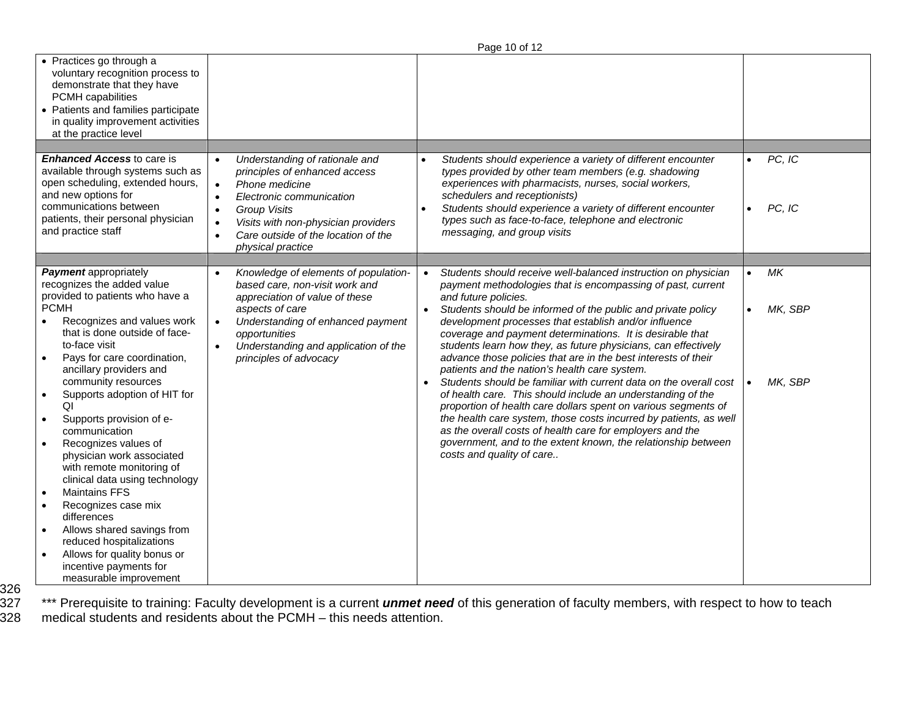| | | | |
|---|---|---|---|
| • Practices go through a voluntary recognition process to demonstrate that they have PCMH capabilities<br>• Patients and families participate in quality improvement activities at the practice level | | | |
| | | | |
| ***Enhanced Access*** to care is available through systems such as open scheduling, extended hours, and new options for communications between patients, their personal physician and practice staff | • *Understanding of rationale and principles of enhanced access*<br>• *Phone medicine*<br>• *Electronic communication*<br>• *Group Visits*<br>• *Visits with non-physician providers*<br>• *Care outside of the location of the physical practice* | • *Students should experience a variety of different encounter types provided by other team members (e.g. shadowing experiences with pharmacists, nurses, social workers, schedulers and receptionists)*<br>• *Students should experience a variety of different encounter types such as face-to-face, telephone and electronic messaging, and group visits* | • *PC, IC*<br>• *PC, IC* |
| | | | |
| ***Payment*** appropriately recognizes the added value provided to patients who have a PCMH<br>• Recognizes and values work that is done outside of face-to-face visit<br>• Pays for care coordination, ancillary providers and community resources<br>• Supports adoption of HIT for QI<br>• Supports provision of e-communication<br>• Recognizes values of physician work associated with remote monitoring of clinical data using technology<br>• Maintains FFS<br>• Recognizes case mix differences<br>• Allows shared savings from reduced hospitalizations<br>• Allows for quality bonus or incentive payments for measurable improvement | • *Knowledge of elements of population-based care, non-visit work and appreciation of value of these aspects of care*<br>• *Understanding of enhanced payment opportunities*<br>• *Understanding and application of the principles of advocacy* | • *Students should receive well-balanced instruction on physician payment methodologies that is encompassing of past, current and future policies.*<br>• *Students should be informed of the public and private policy development processes that establish and/or influence coverage and payment determinations. It is desirable that students learn how they, as future physicians, can effectively advance those policies that are in the best interests of their patients and the nation's health care system.*<br>• *Students should be familiar with current data on the overall cost of health care. This should include an understanding of the proportion of health care dollars spent on various segments of the health care system, those costs incurred by patients, as well as the overall costs of health care for employers and the government, and to the extent known, the relationship between costs and quality of care..* | • *MK*<br>• *MK, SBP*<br>• *MK, SBP* |

326
327 *** Prerequisite to training: Faculty development is a current ***unmet need*** of this generation of faculty members, with respect to how to teach
328 medical students and residents about the PCMH – this needs attention.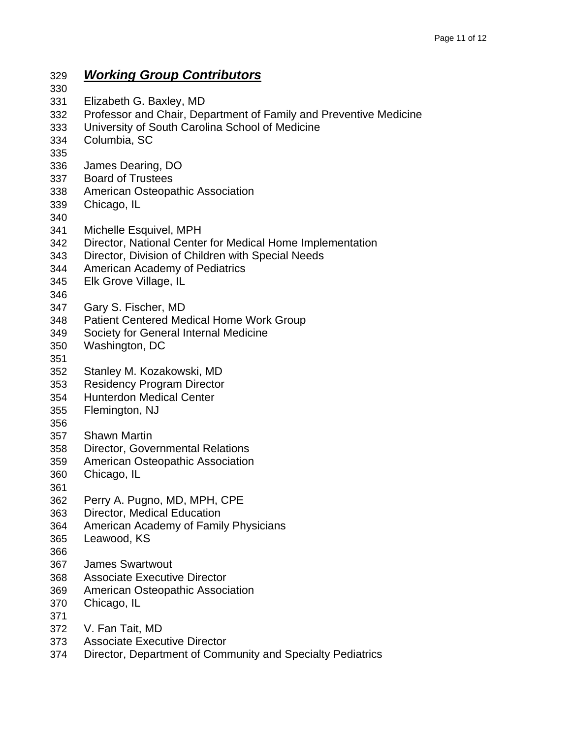## ***Working Group Contributors***

Elizabeth G. Baxley, MD
Professor and Chair, Department of Family and Preventive Medicine
University of South Carolina School of Medicine
Columbia, SC

James Dearing, DO
Board of Trustees
American Osteopathic Association
Chicago, IL

Michelle Esquivel, MPH
Director, National Center for Medical Home Implementation
Director, Division of Children with Special Needs
American Academy of Pediatrics
Elk Grove Village, IL

Gary S. Fischer, MD
Patient Centered Medical Home Work Group
Society for General Internal Medicine
Washington, DC

Stanley M. Kozakowski, MD
Residency Program Director
Hunterdon Medical Center
Flemington, NJ

Shawn Martin
Director, Governmental Relations
American Osteopathic Association
Chicago, IL

Perry A. Pugno, MD, MPH, CPE
Director, Medical Education
American Academy of Family Physicians
Leawood, KS

James Swartwout
Associate Executive Director
American Osteopathic Association
Chicago, IL

V. Fan Tait, MD
Associate Executive Director
Director, Department of Community and Specialty Pediatrics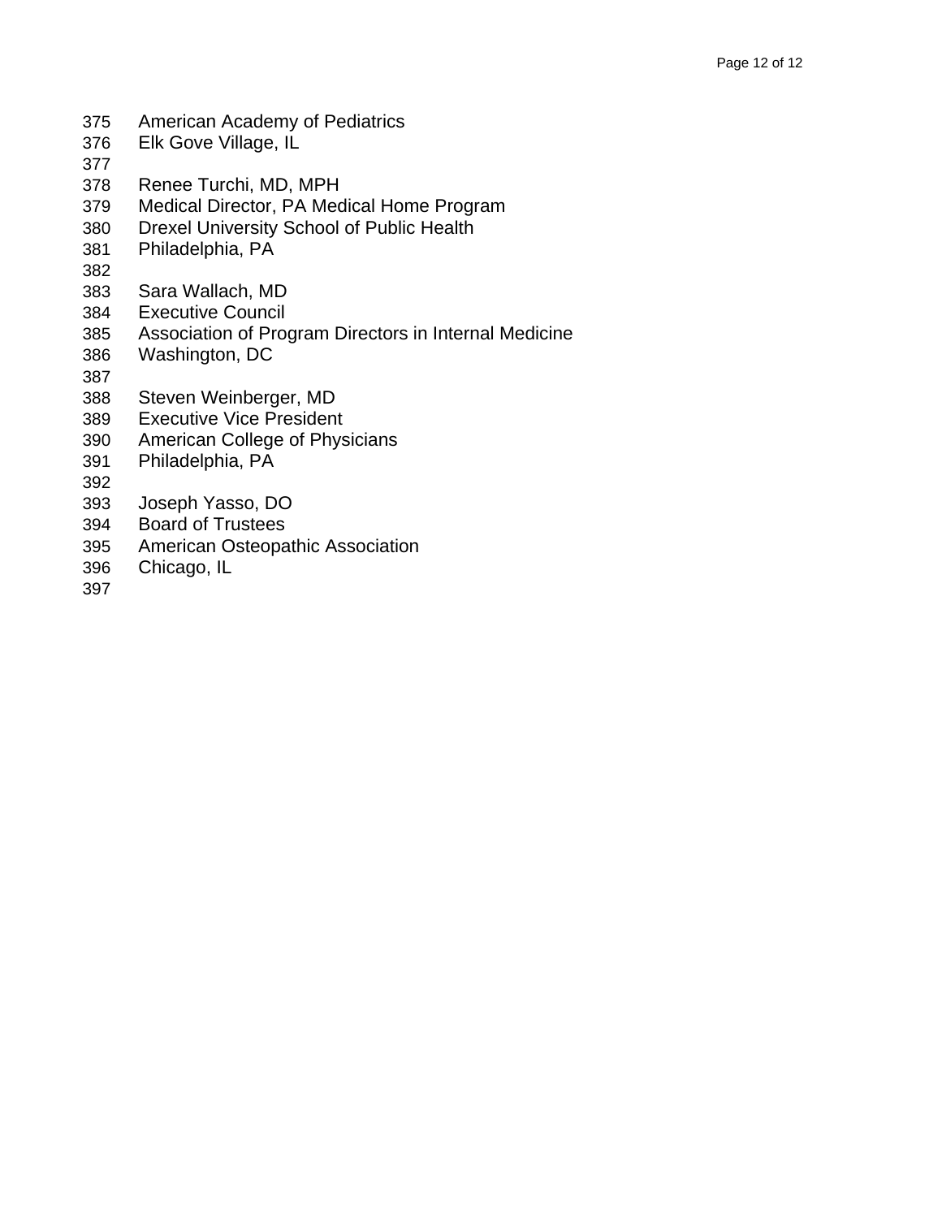American Academy of Pediatrics
Elk Gove Village, IL

Renee Turchi, MD, MPH
Medical Director, PA Medical Home Program
Drexel University School of Public Health
Philadelphia, PA

Sara Wallach, MD
Executive Council
Association of Program Directors in Internal Medicine
Washington, DC

Steven Weinberger, MD
Executive Vice President
American College of Physicians
Philadelphia, PA

Joseph Yasso, DO
Board of Trustees
American Osteopathic Association
Chicago, IL